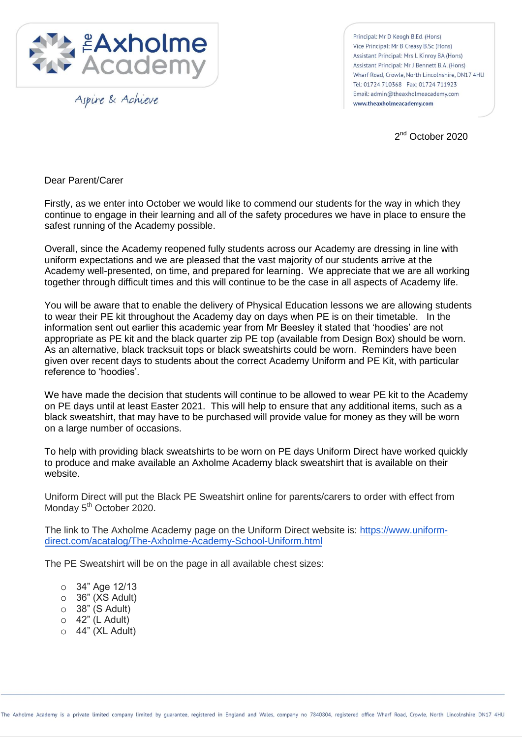The Axholme Academy

Aspire & Achieve

Principal: Mr D Keogh B.Ed. (Hons)
Vice Principal: Mr B Creasy B.Sc (Hons)
Assistant Principal: Mrs L Kinroy BA (Hons)
Assistant Principal: Mr J Bennett B.A. (Hons)
Wharf Road, Crowle, North Lincolnshire, DN17 4HU
Tel: 01724 710368 Fax: 01724 711923
Email: admin@theaxholmeacademy.com
www.theaxholmeacademy.com

2nd October 2020

Dear Parent/Carer

Firstly, as we enter into October we would like to commend our students for the way in which they continue to engage in their learning and all of the safety procedures we have in place to ensure the safest running of the Academy possible.

Overall, since the Academy reopened fully students across our Academy are dressing in line with uniform expectations and we are pleased that the vast majority of our students arrive at the Academy well-presented, on time, and prepared for learning. We appreciate that we are all working together through difficult times and this will continue to be the case in all aspects of Academy life.

You will be aware that to enable the delivery of Physical Education lessons we are allowing students to wear their PE kit throughout the Academy day on days when PE is on their timetable. In the information sent out earlier this academic year from Mr Beesley it stated that 'hoodies' are not appropriate as PE kit and the black quarter zip PE top (available from Design Box) should be worn. As an alternative, black tracksuit tops or black sweatshirts could be worn. Reminders have been given over recent days to students about the correct Academy Uniform and PE Kit, with particular reference to 'hoodies'.

We have made the decision that students will continue to be allowed to wear PE kit to the Academy on PE days until at least Easter 2021. This will help to ensure that any additional items, such as a black sweatshirt, that may have to be purchased will provide value for money as they will be worn on a large number of occasions.

To help with providing black sweatshirts to be worn on PE days Uniform Direct have worked quickly to produce and make available an Axholme Academy black sweatshirt that is available on their website.

Uniform Direct will put the Black PE Sweatshirt online for parents/carers to order with effect from Monday 5th October 2020.

The link to The Axholme Academy page on the Uniform Direct website is: [https://www.uniform-direct.com/acatalog/The-Axholme-Academy-School-Uniform.html](https://www.uniform-direct.com/acatalog/The-Axholme-Academy-School-Uniform.html)

The PE Sweatshirt will be on the page in all available chest sizes:

- 34" Age 12/13
- 36" (XS Adult)
- 38" (S Adult)
- 42" (L Adult)
- 44" (XL Adult)

The Axholme Academy is a private limited company limited by guarantee, registered in England and Wales, company no 7840804, registered office Wharf Road, Crowle, North Lincolnshire DN17 4HU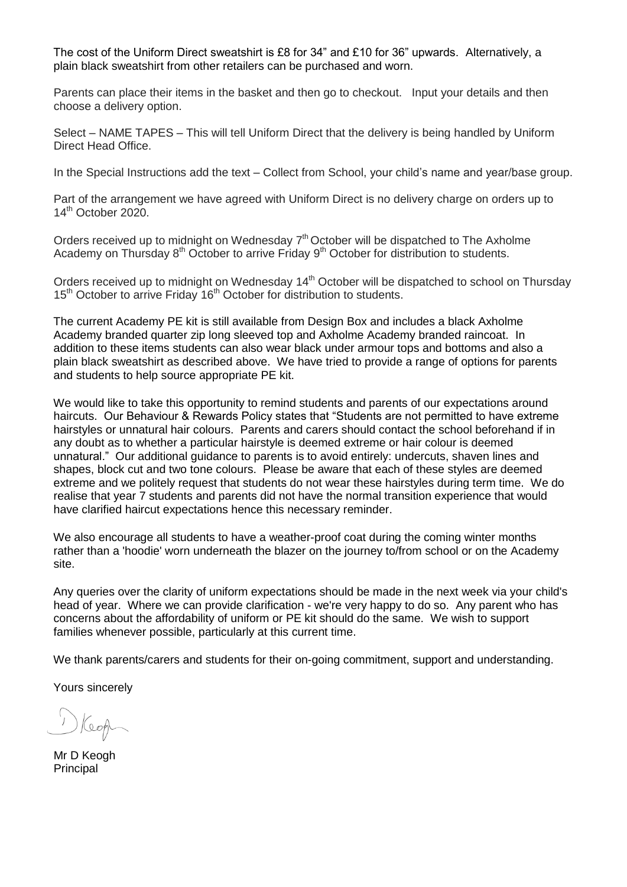The cost of the Uniform Direct sweatshirt is £8 for 34" and £10 for 36" upwards. Alternatively, a plain black sweatshirt from other retailers can be purchased and worn.

Parents can place their items in the basket and then go to checkout. Input your details and then choose a delivery option.

Select – NAME TAPES – This will tell Uniform Direct that the delivery is being handled by Uniform Direct Head Office.

In the Special Instructions add the text – Collect from School, your child's name and year/base group.

Part of the arrangement we have agreed with Uniform Direct is no delivery charge on orders up to 14th October 2020.

Orders received up to midnight on Wednesday 7th October will be dispatched to The Axholme Academy on Thursday 8th October to arrive Friday 9th October for distribution to students.

Orders received up to midnight on Wednesday 14th October will be dispatched to school on Thursday 15th October to arrive Friday 16th October for distribution to students.

The current Academy PE kit is still available from Design Box and includes a black Axholme Academy branded quarter zip long sleeved top and Axholme Academy branded raincoat. In addition to these items students can also wear black under armour tops and bottoms and also a plain black sweatshirt as described above. We have tried to provide a range of options for parents and students to help source appropriate PE kit.

We would like to take this opportunity to remind students and parents of our expectations around haircuts. Our Behaviour & Rewards Policy states that "Students are not permitted to have extreme hairstyles or unnatural hair colours. Parents and carers should contact the school beforehand if in any doubt as to whether a particular hairstyle is deemed extreme or hair colour is deemed unnatural." Our additional guidance to parents is to avoid entirely: undercuts, shaven lines and shapes, block cut and two tone colours. Please be aware that each of these styles are deemed extreme and we politely request that students do not wear these hairstyles during term time. We do realise that year 7 students and parents did not have the normal transition experience that would have clarified haircut expectations hence this necessary reminder.

We also encourage all students to have a weather-proof coat during the coming winter months rather than a 'hoodie' worn underneath the blazer on the journey to/from school or on the Academy site.

Any queries over the clarity of uniform expectations should be made in the next week via your child's head of year. Where we can provide clarification - we're very happy to do so. Any parent who has concerns about the affordability of uniform or PE kit should do the same. We wish to support families whenever possible, particularly at this current time.

We thank parents/carers and students for their on-going commitment, support and understanding.

Yours sincerely

D Keogh

Mr D Keogh
Principal